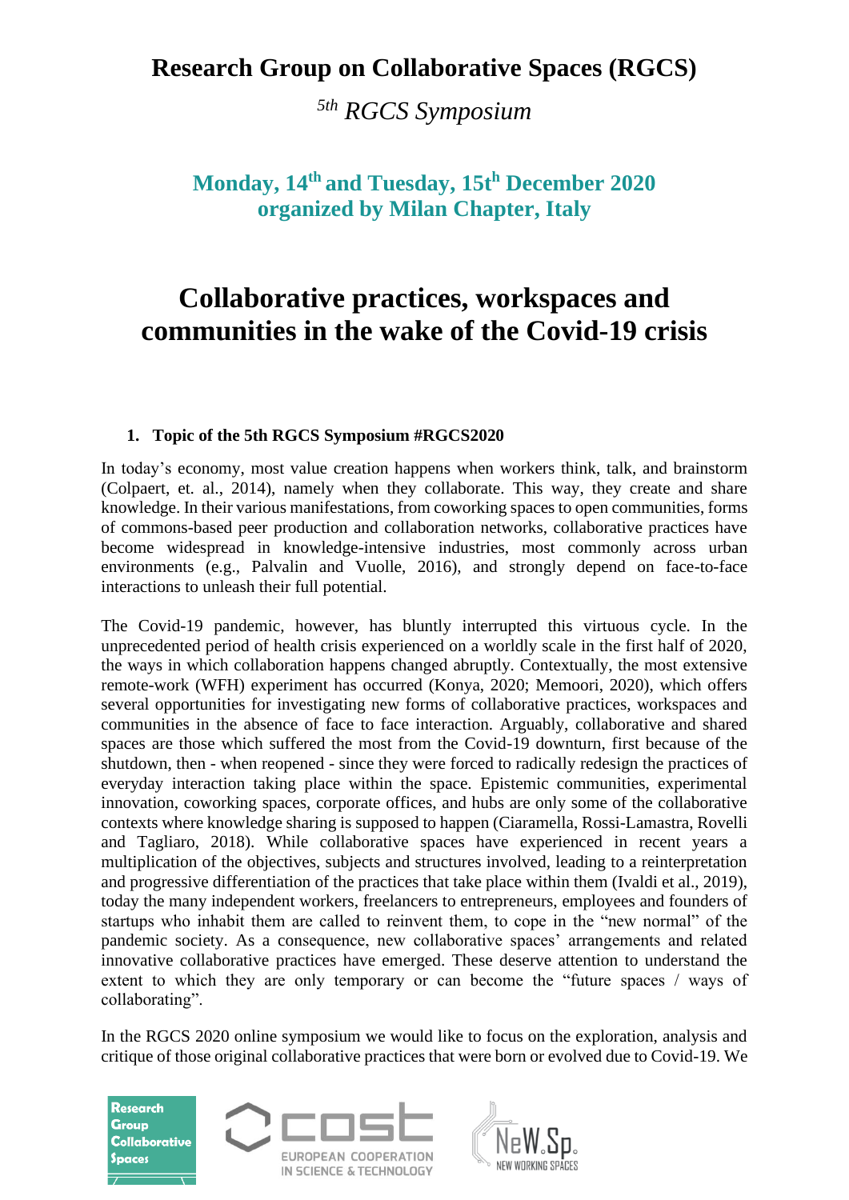# Research Group on Collaborative Spaces (RGCS)

## *5th RGCS Symposium*

**Monday, 14th and Tuesday, 15th December 2020**
**organized by Milan Chapter, Italy**

# Collaborative practices, workspaces and communities in the wake of the Covid-19 crisis

### 1. Topic of the 5th RGCS Symposium #RGCS2020

In today's economy, most value creation happens when workers think, talk, and brainstorm (Colpaert, et. al., 2014), namely when they collaborate. This way, they create and share knowledge. In their various manifestations, from coworking spaces to open communities, forms of commons-based peer production and collaboration networks, collaborative practices have become widespread in knowledge-intensive industries, most commonly across urban environments (e.g., Palvalin and Vuolle, 2016), and strongly depend on face-to-face interactions to unleash their full potential.

The Covid-19 pandemic, however, has bluntly interrupted this virtuous cycle. In the unprecedented period of health crisis experienced on a worldly scale in the first half of 2020, the ways in which collaboration happens changed abruptly. Contextually, the most extensive remote-work (WFH) experiment has occurred (Konya, 2020; Memoori, 2020), which offers several opportunities for investigating new forms of collaborative practices, workspaces and communities in the absence of face to face interaction. Arguably, collaborative and shared spaces are those which suffered the most from the Covid-19 downturn, first because of the shutdown, then - when reopened - since they were forced to radically redesign the practices of everyday interaction taking place within the space. Epistemic communities, experimental innovation, coworking spaces, corporate offices, and hubs are only some of the collaborative contexts where knowledge sharing is supposed to happen (Ciaramella, Rossi-Lamastra, Rovelli and Tagliaro, 2018). While collaborative spaces have experienced in recent years a multiplication of the objectives, subjects and structures involved, leading to a reinterpretation and progressive differentiation of the practices that take place within them (Ivaldi et al., 2019), today the many independent workers, freelancers to entrepreneurs, employees and founders of startups who inhabit them are called to reinvent them, to cope in the "new normal" of the pandemic society. As a consequence, new collaborative spaces' arrangements and related innovative collaborative practices have emerged. These deserve attention to understand the extent to which they are only temporary or can become the "future spaces / ways of collaborating".

In the RGCS 2020 online symposium we would like to focus on the exploration, analysis and critique of those original collaborative practices that were born or evolved due to Covid-19. We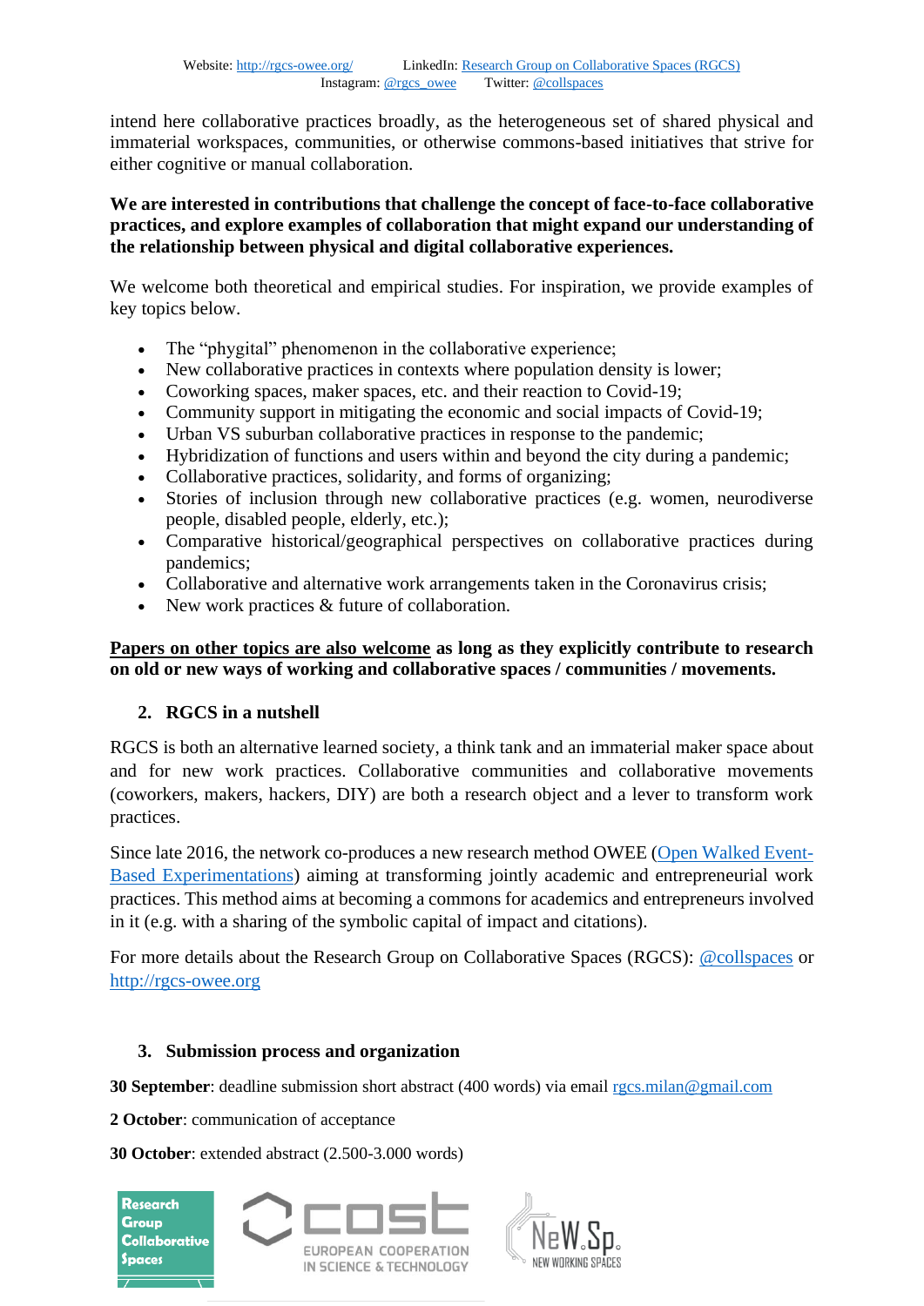intend here collaborative practices broadly, as the heterogeneous set of shared physical and immaterial workspaces, communities, or otherwise commons-based initiatives that strive for either cognitive or manual collaboration.

**We are interested in contributions that challenge the concept of face-to-face collaborative practices, and explore examples of collaboration that might expand our understanding of the relationship between physical and digital collaborative experiences.**

We welcome both theoretical and empirical studies. For inspiration, we provide examples of key topics below.

- The "phygital" phenomenon in the collaborative experience;
- New collaborative practices in contexts where population density is lower;
- Coworking spaces, maker spaces, etc. and their reaction to Covid-19;
- Community support in mitigating the economic and social impacts of Covid-19;
- Urban VS suburban collaborative practices in response to the pandemic;
- Hybridization of functions and users within and beyond the city during a pandemic;
- Collaborative practices, solidarity, and forms of organizing;
- Stories of inclusion through new collaborative practices (e.g. women, neurodiverse people, disabled people, elderly, etc.);
- Comparative historical/geographical perspectives on collaborative practices during pandemics;
- Collaborative and alternative work arrangements taken in the Coronavirus crisis;
- New work practices & future of collaboration.

**<u>Papers on other topics are also welcome</u> as long as they explicitly contribute to research on old or new ways of working and collaborative spaces / communities / movements.**

## 2. RGCS in a nutshell

RGCS is both an alternative learned society, a think tank and an immaterial maker space about and for new work practices. Collaborative communities and collaborative movements (coworkers, makers, hackers, DIY) are both a research object and a lever to transform work practices.

Since late 2016, the network co-produces a new research method OWEE (Open Walked Event-Based Experimentations) aiming at transforming jointly academic and entrepreneurial work practices. This method aims at becoming a commons for academics and entrepreneurs involved in it (e.g. with a sharing of the symbolic capital of impact and citations).

For more details about the Research Group on Collaborative Spaces (RGCS): @collspaces or http://rgcs-owee.org

## 3. Submission process and organization

**30 September**: deadline submission short abstract (400 words) via email rgcs.milan@gmail.com

**2 October**: communication of acceptance

**30 October**: extended abstract (2.500-3.000 words)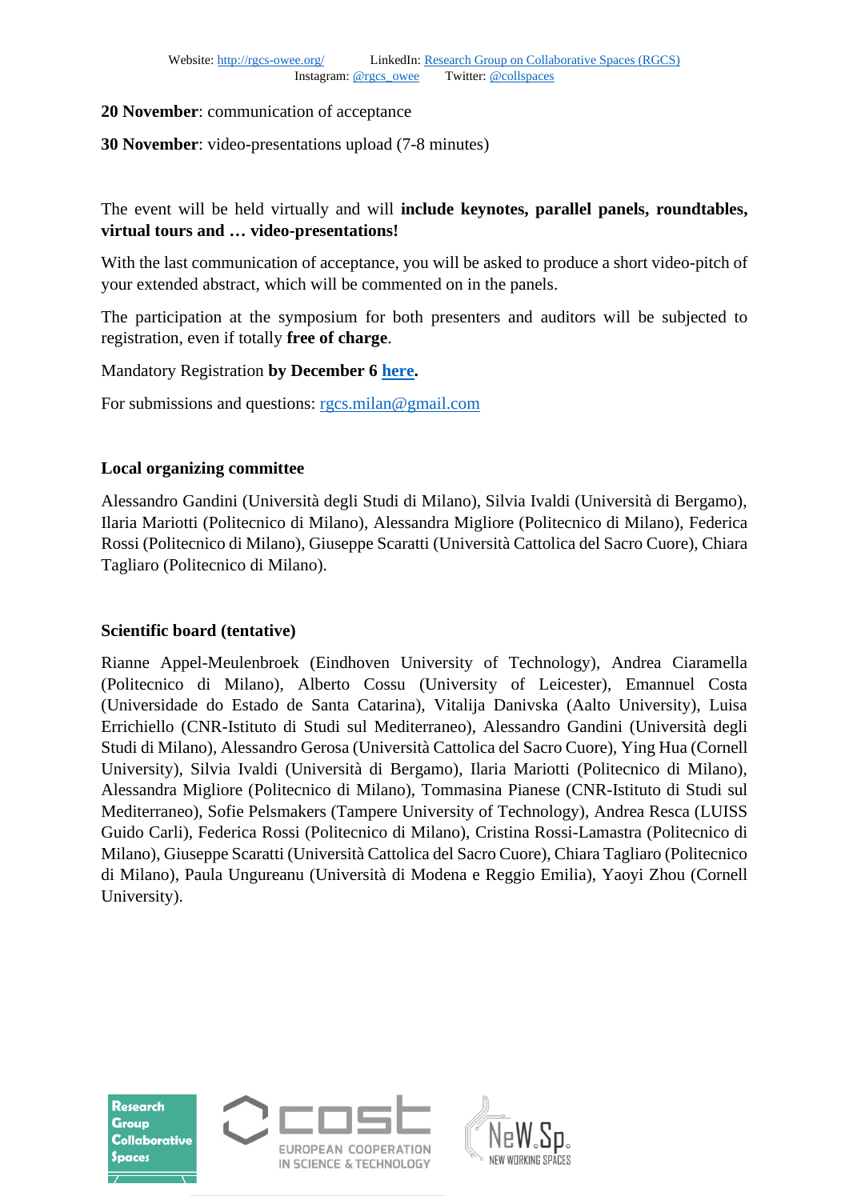**20 November**: communication of acceptance

**30 November**: video-presentations upload (7-8 minutes)

The event will be held virtually and will **include keynotes, parallel panels, roundtables, virtual tours and … video-presentations!**

With the last communication of acceptance, you will be asked to produce a short video-pitch of your extended abstract, which will be commented on in the panels.

The participation at the symposium for both presenters and auditors will be subjected to registration, even if totally **free of charge**.

Mandatory Registration **by December 6 here.**

For submissions and questions: rgcs.milan@gmail.com

**Local organizing committee**

Alessandro Gandini (Università degli Studi di Milano), Silvia Ivaldi (Università di Bergamo), Ilaria Mariotti (Politecnico di Milano), Alessandra Migliore (Politecnico di Milano), Federica Rossi (Politecnico di Milano), Giuseppe Scaratti (Università Cattolica del Sacro Cuore), Chiara Tagliaro (Politecnico di Milano).

**Scientific board (tentative)**

Rianne Appel-Meulenbroek (Eindhoven University of Technology), Andrea Ciaramella (Politecnico di Milano), Alberto Cossu (University of Leicester), Emannuel Costa (Universidade do Estado de Santa Catarina), Vitalija Danivska (Aalto University), Luisa Errichiello (CNR-Istituto di Studi sul Mediterraneo), Alessandro Gandini (Università degli Studi di Milano), Alessandro Gerosa (Università Cattolica del Sacro Cuore), Ying Hua (Cornell University), Silvia Ivaldi (Università di Bergamo), Ilaria Mariotti (Politecnico di Milano), Alessandra Migliore (Politecnico di Milano), Tommasina Pianese (CNR-Istituto di Studi sul Mediterraneo), Sofie Pelsmakers (Tampere University of Technology), Andrea Resca (LUISS Guido Carli), Federica Rossi (Politecnico di Milano), Cristina Rossi-Lamastra (Politecnico di Milano), Giuseppe Scaratti (Università Cattolica del Sacro Cuore), Chiara Tagliaro (Politecnico di Milano), Paula Ungureanu (Università di Modena e Reggio Emilia), Yaoyi Zhou (Cornell University).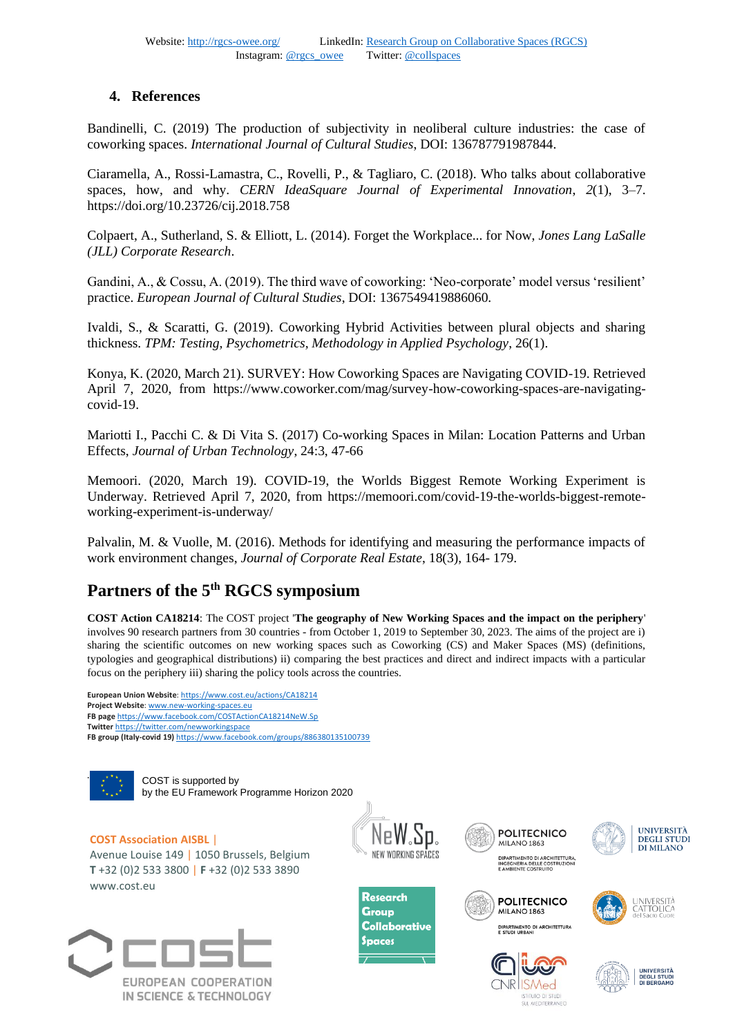Website: http://rgcs-owee.org/ LinkedIn: Research Group on Collaborative Spaces (RGCS)
Instagram: @rgcs_owee Twitter: @collspaces

### 4. References

Bandinelli, C. (2019) The production of subjectivity in neoliberal culture industries: the case of coworking spaces. *International Journal of Cultural Studies*, DOI: 136787791987844.

Ciaramella, A., Rossi-Lamastra, C., Rovelli, P., & Tagliaro, C. (2018). Who talks about collaborative spaces, how, and why. *CERN IdeaSquare Journal of Experimental Innovation*, *2*(1), 3–7. https://doi.org/10.23726/cij.2018.758

Colpaert, A., Sutherland, S. & Elliott, L. (2014). Forget the Workplace... for Now, *Jones Lang LaSalle (JLL) Corporate Research*.

Gandini, A., & Cossu, A. (2019). The third wave of coworking: 'Neo-corporate' model versus 'resilient' practice. *European Journal of Cultural Studies*, DOI: 1367549419886060.

Ivaldi, S., & Scaratti, G. (2019). Coworking Hybrid Activities between plural objects and sharing thickness. *TPM: Testing, Psychometrics, Methodology in Applied Psychology*, 26(1).

Konya, K. (2020, March 21). SURVEY: How Coworking Spaces are Navigating COVID-19. Retrieved April 7, 2020, from https://www.coworker.com/mag/survey-how-coworking-spaces-are-navigating-covid-19.

Mariotti I., Pacchi C. & Di Vita S. (2017) Co-working Spaces in Milan: Location Patterns and Urban Effects, *Journal of Urban Technology*, 24:3, 47-66

Memoori. (2020, March 19). COVID-19, the Worlds Biggest Remote Working Experiment is Underway. Retrieved April 7, 2020, from https://memoori.com/covid-19-the-worlds-biggest-remote-working-experiment-is-underway/

Palvalin, M. & Vuolle, M. (2016). Methods for identifying and measuring the performance impacts of work environment changes, *Journal of Corporate Real Estate*, 18(3), 164- 179.

## Partners of the 5th RGCS symposium

**COST Action CA18214**: The COST project '**The geography of New Working Spaces and the impact on the periphery**' involves 90 research partners from 30 countries - from October 1, 2019 to September 30, 2023. The aims of the project are i) sharing the scientific outcomes on new working spaces such as Coworking (CS) and Maker Spaces (MS) (definitions, typologies and geographical distributions) ii) comparing the best practices and direct and indirect impacts with a particular focus on the periphery iii) sharing the policy tools across the countries.

**European Union Website**: https://www.cost.eu/actions/CA18214
**Project Website**: www.new-working-spaces.eu
**FB page** https://www.facebook.com/COSTActionCA18214NeW.Sp
**Twitter** https://twitter.com/newworkingspace
**FB group (Italy-covid 19)** https://www.facebook.com/groups/886380135100739

COST is supported by
by the EU Framework Programme Horizon 2020

**COST Association AISBL** |
Avenue Louise 149 | 1050 Brussels, Belgium
**T** +32 (0)2 533 3800 | **F** +32 (0)2 533 3890
www.cost.eu

COST
EUROPEAN COOPERATION IN SCIENCE & TECHNOLOGY

NeW.Sp. NEW WORKING SPACES

Research Group Collaborative Spaces

POLITECNICO MILANO 1863 – DIPARTIMENTO DI ARCHITETTURA, INGEGNERIA DELLE COSTRUZIONI E AMBIENTE COSTRUITO

UNIVERSITÀ DEGLI STUDI DI MILANO

POLITECNICO MILANO 1863 – DIPARTIMENTO DI ARCHITETTURA E STUDI URBANI

UNIVERSITÀ CATTOLICA del Sacro Cuore

CNR ISMed ISTITUTO DI STUDI SUL MEDITERRANEO

UNIVERSITÀ DEGLI STUDI DI BERGAMO